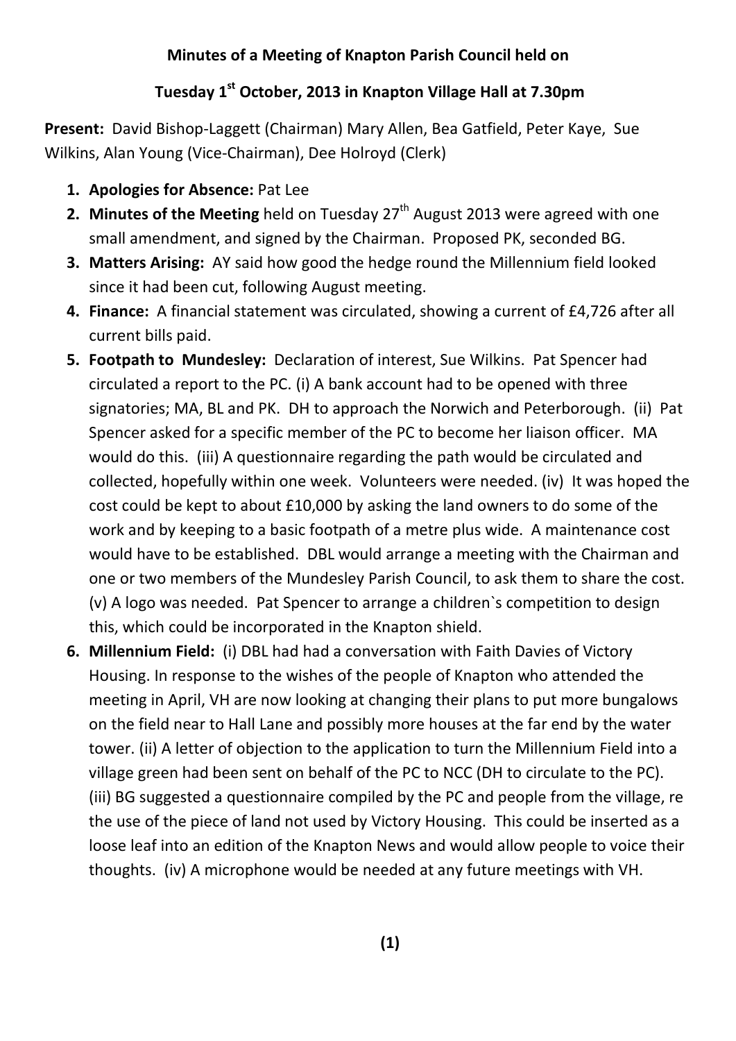**Minutes of a Meeting of Knapton Parish Council held on**

**Tuesday 1st October, 2013 in Knapton Village Hall at 7.30pm**

**Present:** David Bishop-Laggett (Chairman) Mary Allen, Bea Gatfield, Peter Kaye, Sue Wilkins, Alan Young (Vice-Chairman), Dee Holroyd (Clerk)

1. **Apologies for Absence:** Pat Lee
2. **Minutes of the Meeting** held on Tuesday 27th August 2013 were agreed with one small amendment, and signed by the Chairman. Proposed PK, seconded BG.
3. **Matters Arising:** AY said how good the hedge round the Millennium field looked since it had been cut, following August meeting.
4. **Finance:** A financial statement was circulated, showing a current of £4,726 after all current bills paid.
5. **Footpath to Mundesley:** Declaration of interest, Sue Wilkins. Pat Spencer had circulated a report to the PC. (i) A bank account had to be opened with three signatories; MA, BL and PK. DH to approach the Norwich and Peterborough. (ii) Pat Spencer asked for a specific member of the PC to become her liaison officer. MA would do this. (iii) A questionnaire regarding the path would be circulated and collected, hopefully within one week. Volunteers were needed. (iv) It was hoped the cost could be kept to about £10,000 by asking the land owners to do some of the work and by keeping to a basic footpath of a metre plus wide. A maintenance cost would have to be established. DBL would arrange a meeting with the Chairman and one or two members of the Mundesley Parish Council, to ask them to share the cost. (v) A logo was needed. Pat Spencer to arrange a children`s competition to design this, which could be incorporated in the Knapton shield.
6. **Millennium Field:** (i) DBL had had a conversation with Faith Davies of Victory Housing. In response to the wishes of the people of Knapton who attended the meeting in April, VH are now looking at changing their plans to put more bungalows on the field near to Hall Lane and possibly more houses at the far end by the water tower. (ii) A letter of objection to the application to turn the Millennium Field into a village green had been sent on behalf of the PC to NCC (DH to circulate to the PC). (iii) BG suggested a questionnaire compiled by the PC and people from the village, re the use of the piece of land not used by Victory Housing. This could be inserted as a loose leaf into an edition of the Knapton News and would allow people to voice their thoughts. (iv) A microphone would be needed at any future meetings with VH.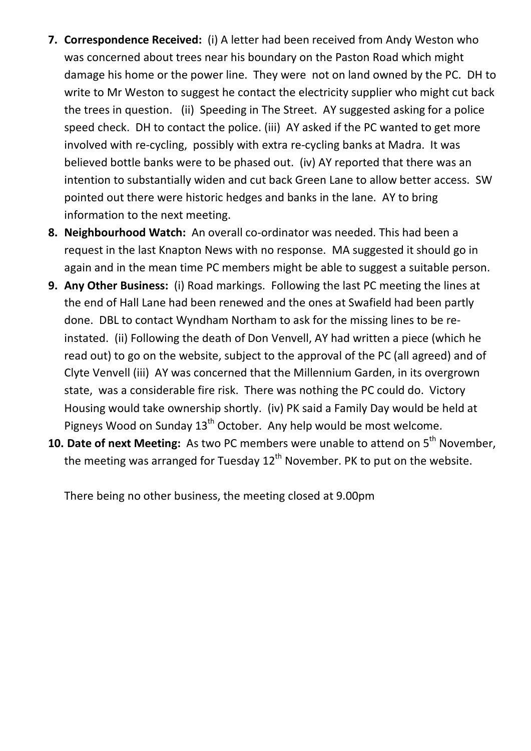7. **Correspondence Received:** (i) A letter had been received from Andy Weston who was concerned about trees near his boundary on the Paston Road which might damage his home or the power line. They were not on land owned by the PC. DH to write to Mr Weston to suggest he contact the electricity supplier who might cut back the trees in question. (ii) Speeding in The Street. AY suggested asking for a police speed check. DH to contact the police. (iii) AY asked if the PC wanted to get more involved with re-cycling, possibly with extra re-cycling banks at Madra. It was believed bottle banks were to be phased out. (iv) AY reported that there was an intention to substantially widen and cut back Green Lane to allow better access. SW pointed out there were historic hedges and banks in the lane. AY to bring information to the next meeting.
8. **Neighbourhood Watch:** An overall co-ordinator was needed. This had been a request in the last Knapton News with no response. MA suggested it should go in again and in the mean time PC members might be able to suggest a suitable person.
9. **Any Other Business:** (i) Road markings. Following the last PC meeting the lines at the end of Hall Lane had been renewed and the ones at Swafield had been partly done. DBL to contact Wyndham Northam to ask for the missing lines to be re-instated. (ii) Following the death of Don Venvell, AY had written a piece (which he read out) to go on the website, subject to the approval of the PC (all agreed) and of Clyte Venvell (iii) AY was concerned that the Millennium Garden, in its overgrown state, was a considerable fire risk. There was nothing the PC could do. Victory Housing would take ownership shortly. (iv) PK said a Family Day would be held at Pigneys Wood on Sunday 13th October. Any help would be most welcome.
10. **Date of next Meeting:** As two PC members were unable to attend on 5th November, the meeting was arranged for Tuesday 12th November. PK to put on the website.

There being no other business, the meeting closed at 9.00pm